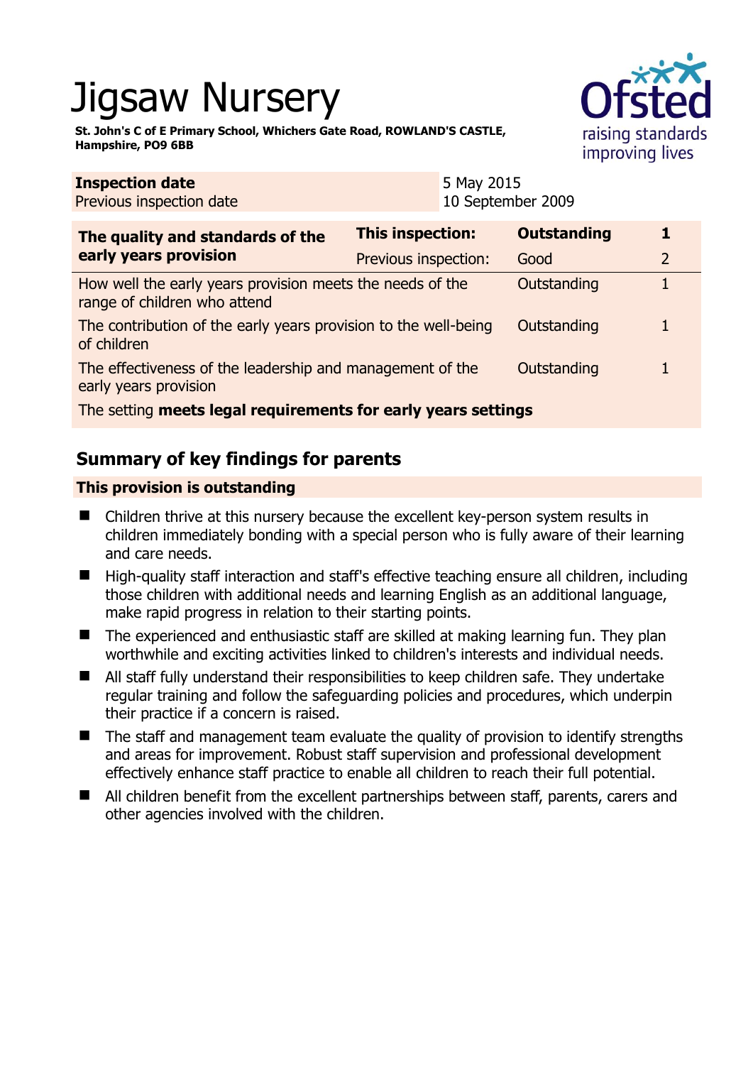# Jigsaw Nursery

**St. John's C of E Primary School, Whichers Gate Road, ROWLAND'S CASTLE, Hampshire, PO9 6BB**

| | |
|---|---|
| **Inspection date** | 5 May 2015 |
| Previous inspection date | 10 September 2009 |

| The quality and standards of the early years provision | | | |
|---|---|---|---|
| **The quality and standards of the early years provision** | **This inspection:** | **Outstanding** | **1** |
| | Previous inspection: | Good | 2 |
| How well the early years provision meets the needs of the range of children who attend | | Outstanding | 1 |
| The contribution of the early years provision to the well-being of children | | Outstanding | 1 |
| The effectiveness of the leadership and management of the early years provision | | Outstanding | 1 |
| The setting **meets legal requirements for early years settings** | | | |

## Summary of key findings for parents

**This provision is outstanding**

- Children thrive at this nursery because the excellent key-person system results in children immediately bonding with a special person who is fully aware of their learning and care needs.
- High-quality staff interaction and staff's effective teaching ensure all children, including those children with additional needs and learning English as an additional language, make rapid progress in relation to their starting points.
- The experienced and enthusiastic staff are skilled at making learning fun. They plan worthwhile and exciting activities linked to children's interests and individual needs.
- All staff fully understand their responsibilities to keep children safe. They undertake regular training and follow the safeguarding policies and procedures, which underpin their practice if a concern is raised.
- The staff and management team evaluate the quality of provision to identify strengths and areas for improvement. Robust staff supervision and professional development effectively enhance staff practice to enable all children to reach their full potential.
- All children benefit from the excellent partnerships between staff, parents, carers and other agencies involved with the children.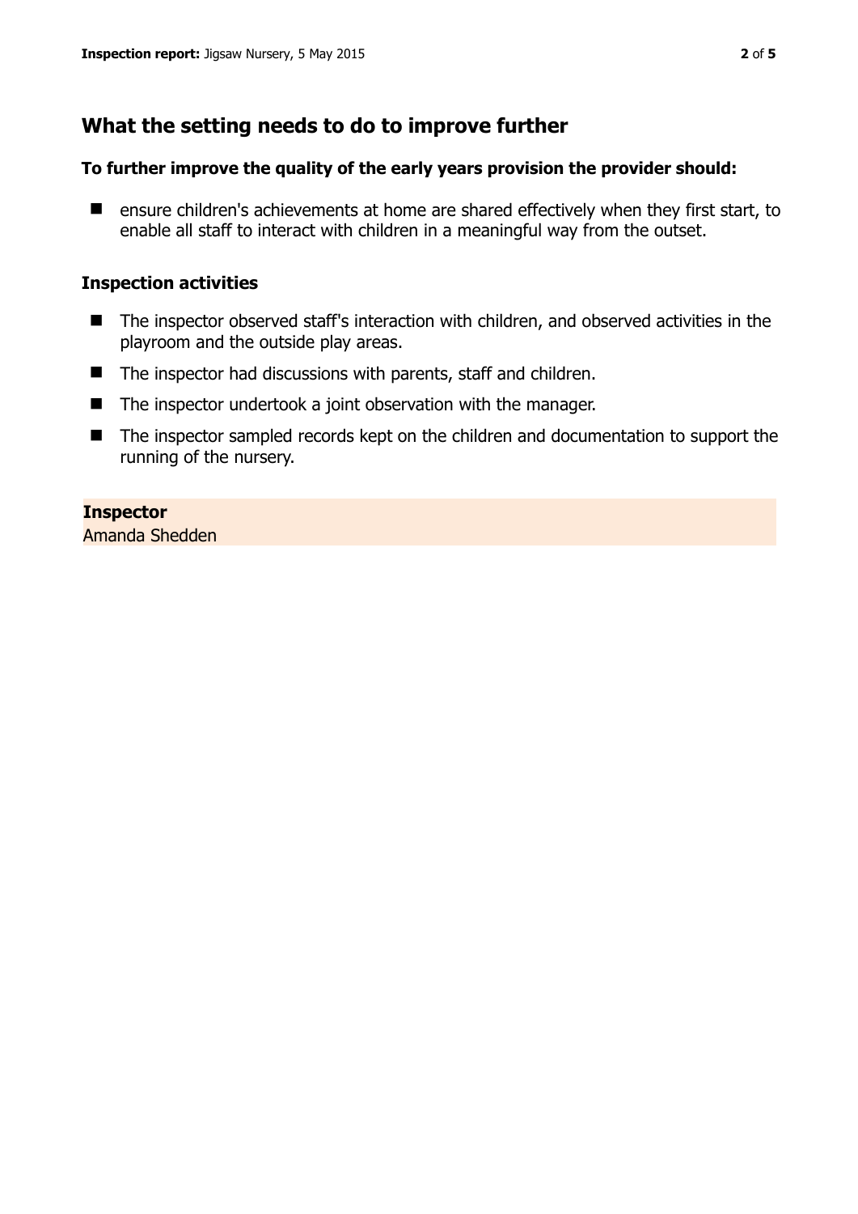## What the setting needs to do to improve further

**To further improve the quality of the early years provision the provider should:**

- ensure children's achievements at home are shared effectively when they first start, to enable all staff to interact with children in a meaningful way from the outset.

### Inspection activities

- The inspector observed staff's interaction with children, and observed activities in the playroom and the outside play areas.
- The inspector had discussions with parents, staff and children.
- The inspector undertook a joint observation with the manager.
- The inspector sampled records kept on the children and documentation to support the running of the nursery.

**Inspector**
Amanda Shedden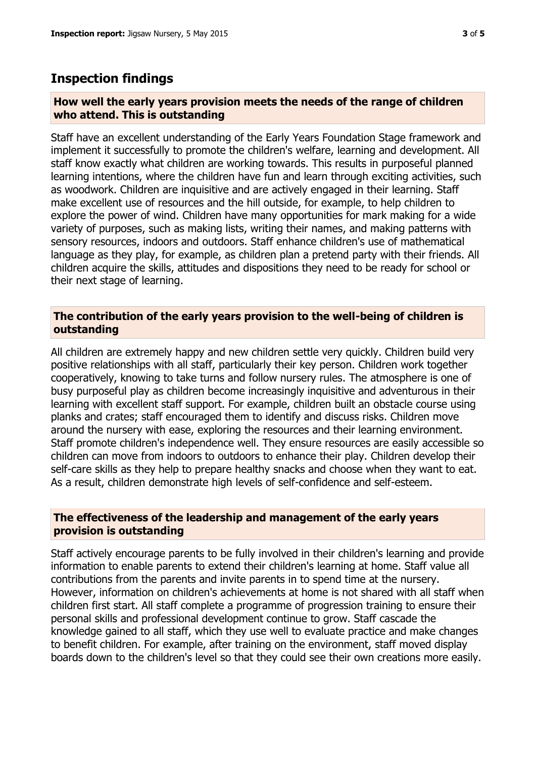## Inspection findings

### How well the early years provision meets the needs of the range of children who attend. This is outstanding

Staff have an excellent understanding of the Early Years Foundation Stage framework and implement it successfully to promote the children's welfare, learning and development. All staff know exactly what children are working towards. This results in purposeful planned learning intentions, where the children have fun and learn through exciting activities, such as woodwork. Children are inquisitive and are actively engaged in their learning. Staff make excellent use of resources and the hill outside, for example, to help children to explore the power of wind. Children have many opportunities for mark making for a wide variety of purposes, such as making lists, writing their names, and making patterns with sensory resources, indoors and outdoors. Staff enhance children's use of mathematical language as they play, for example, as children plan a pretend party with their friends. All children acquire the skills, attitudes and dispositions they need to be ready for school or their next stage of learning.

### The contribution of the early years provision to the well-being of children is outstanding

All children are extremely happy and new children settle very quickly. Children build very positive relationships with all staff, particularly their key person. Children work together cooperatively, knowing to take turns and follow nursery rules. The atmosphere is one of busy purposeful play as children become increasingly inquisitive and adventurous in their learning with excellent staff support. For example, children built an obstacle course using planks and crates; staff encouraged them to identify and discuss risks. Children move around the nursery with ease, exploring the resources and their learning environment. Staff promote children's independence well. They ensure resources are easily accessible so children can move from indoors to outdoors to enhance their play. Children develop their self-care skills as they help to prepare healthy snacks and choose when they want to eat. As a result, children demonstrate high levels of self-confidence and self-esteem.

### The effectiveness of the leadership and management of the early years provision is outstanding

Staff actively encourage parents to be fully involved in their children's learning and provide information to enable parents to extend their children's learning at home. Staff value all contributions from the parents and invite parents in to spend time at the nursery. However, information on children's achievements at home is not shared with all staff when children first start. All staff complete a programme of progression training to ensure their personal skills and professional development continue to grow. Staff cascade the knowledge gained to all staff, which they use well to evaluate practice and make changes to benefit children. For example, after training on the environment, staff moved display boards down to the children's level so that they could see their own creations more easily.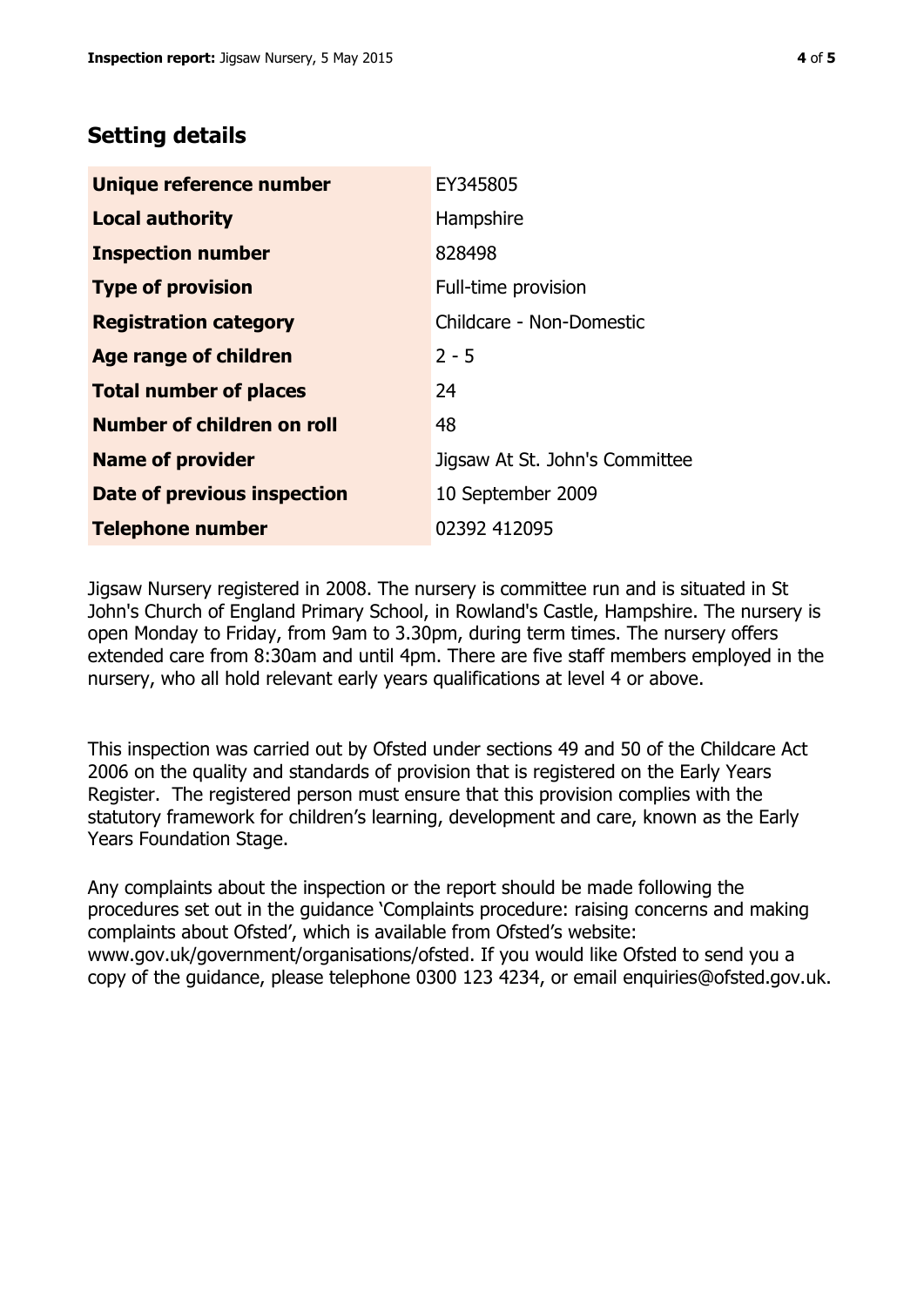## Setting details

| | |
|---|---|
| **Unique reference number** | EY345805 |
| **Local authority** | Hampshire |
| **Inspection number** | 828498 |
| **Type of provision** | Full-time provision |
| **Registration category** | Childcare - Non-Domestic |
| **Age range of children** | 2 - 5 |
| **Total number of places** | 24 |
| **Number of children on roll** | 48 |
| **Name of provider** | Jigsaw At St. John's Committee |
| **Date of previous inspection** | 10 September 2009 |
| **Telephone number** | 02392 412095 |

Jigsaw Nursery registered in 2008. The nursery is committee run and is situated in St John's Church of England Primary School, in Rowland's Castle, Hampshire. The nursery is open Monday to Friday, from 9am to 3.30pm, during term times. The nursery offers extended care from 8:30am and until 4pm. There are five staff members employed in the nursery, who all hold relevant early years qualifications at level 4 or above.

This inspection was carried out by Ofsted under sections 49 and 50 of the Childcare Act 2006 on the quality and standards of provision that is registered on the Early Years Register. The registered person must ensure that this provision complies with the statutory framework for children's learning, development and care, known as the Early Years Foundation Stage.

Any complaints about the inspection or the report should be made following the procedures set out in the guidance 'Complaints procedure: raising concerns and making complaints about Ofsted', which is available from Ofsted's website: www.gov.uk/government/organisations/ofsted. If you would like Ofsted to send you a copy of the guidance, please telephone 0300 123 4234, or email enquiries@ofsted.gov.uk.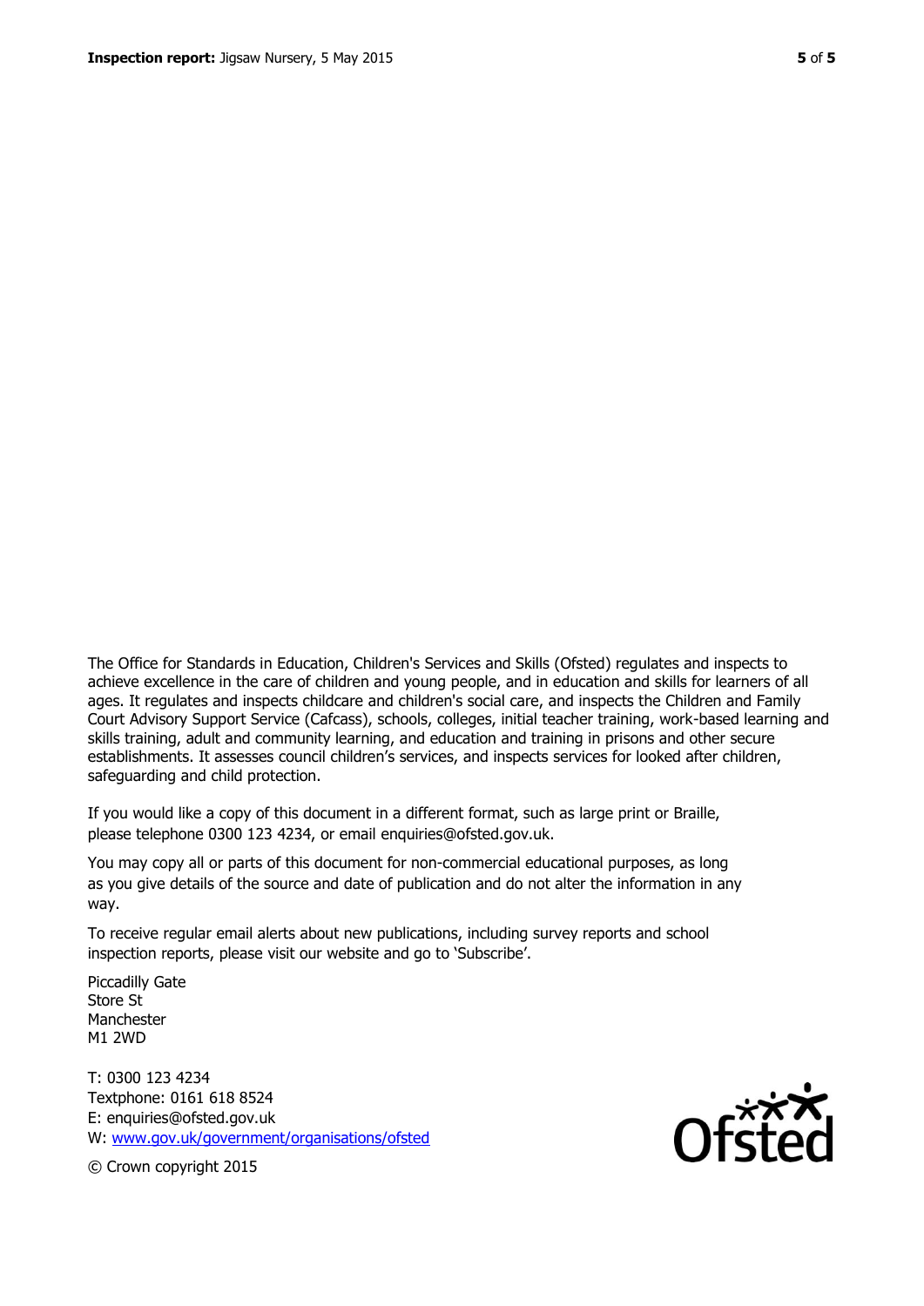The Office for Standards in Education, Children's Services and Skills (Ofsted) regulates and inspects to achieve excellence in the care of children and young people, and in education and skills for learners of all ages. It regulates and inspects childcare and children's social care, and inspects the Children and Family Court Advisory Support Service (Cafcass), schools, colleges, initial teacher training, work-based learning and skills training, adult and community learning, and education and training in prisons and other secure establishments. It assesses council children's services, and inspects services for looked after children, safeguarding and child protection.

If you would like a copy of this document in a different format, such as large print or Braille, please telephone 0300 123 4234, or email enquiries@ofsted.gov.uk.

You may copy all or parts of this document for non-commercial educational purposes, as long as you give details of the source and date of publication and do not alter the information in any way.

To receive regular email alerts about new publications, including survey reports and school inspection reports, please visit our website and go to 'Subscribe'.

Piccadilly Gate
Store St
Manchester
M1 2WD

T: 0300 123 4234
Textphone: 0161 618 8524
E: enquiries@ofsted.gov.uk
W: [www.gov.uk/government/organisations/ofsted](http://www.gov.uk/government/organisations/ofsted)

© Crown copyright 2015